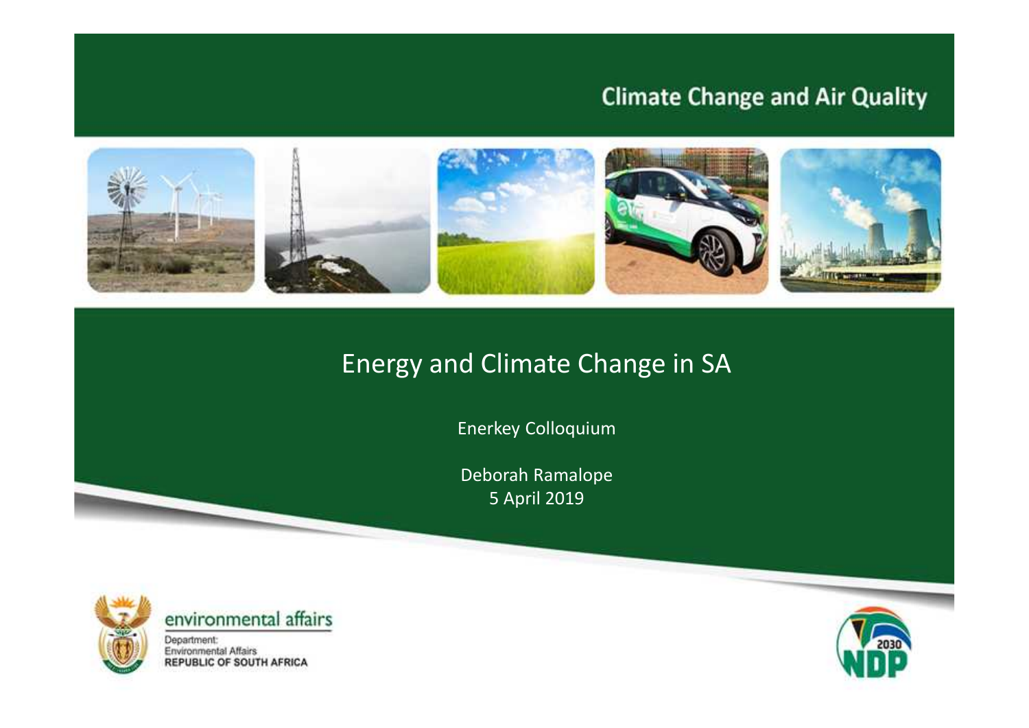Climate Change and Air Quality

# Energy and Climate Change in SA

Enerkey Colloquium

Deborah Ramalope
5 April 2019

environmental affairs

Department:
Environmental Affairs
REPUBLIC OF SOUTH AFRICA

2030 NDP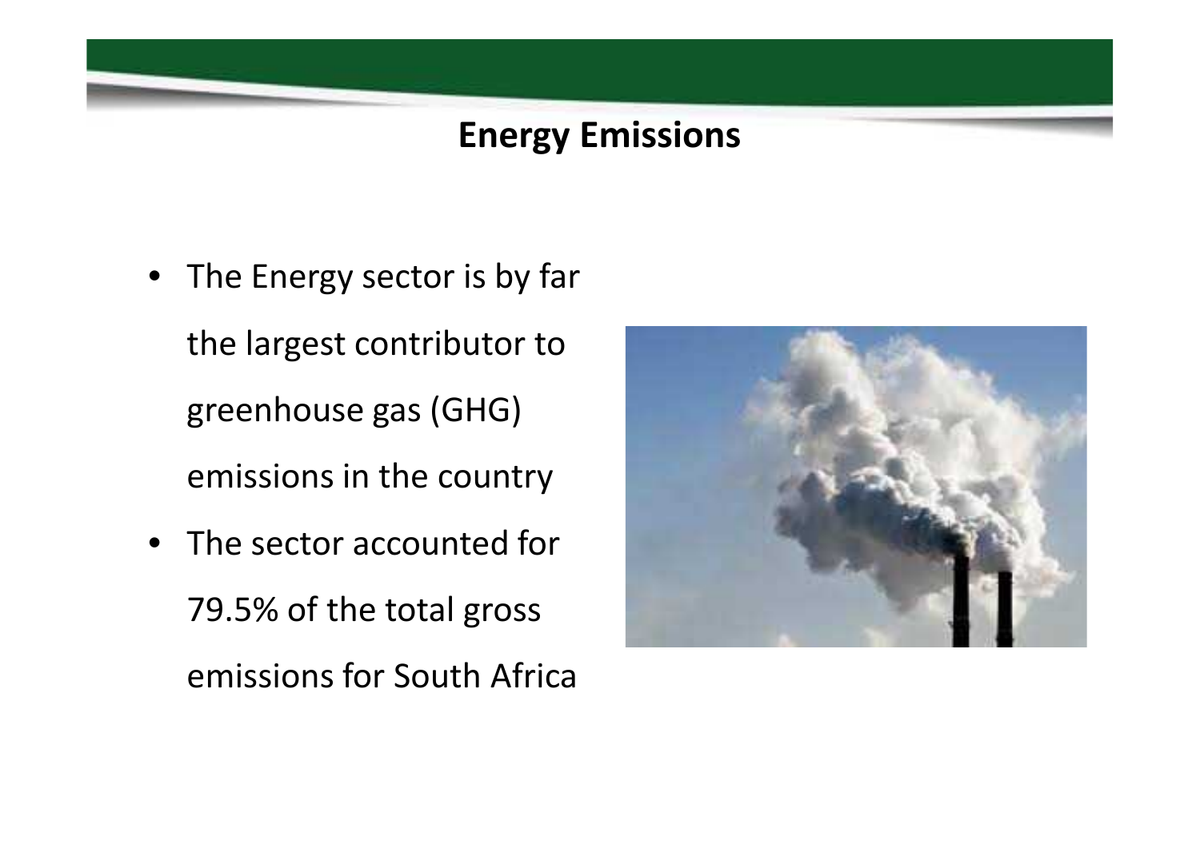## Energy Emissions

- The Energy sector is by far the largest contributor to greenhouse gas (GHG) emissions in the country
- The sector accounted for 79.5% of the total gross emissions for South Africa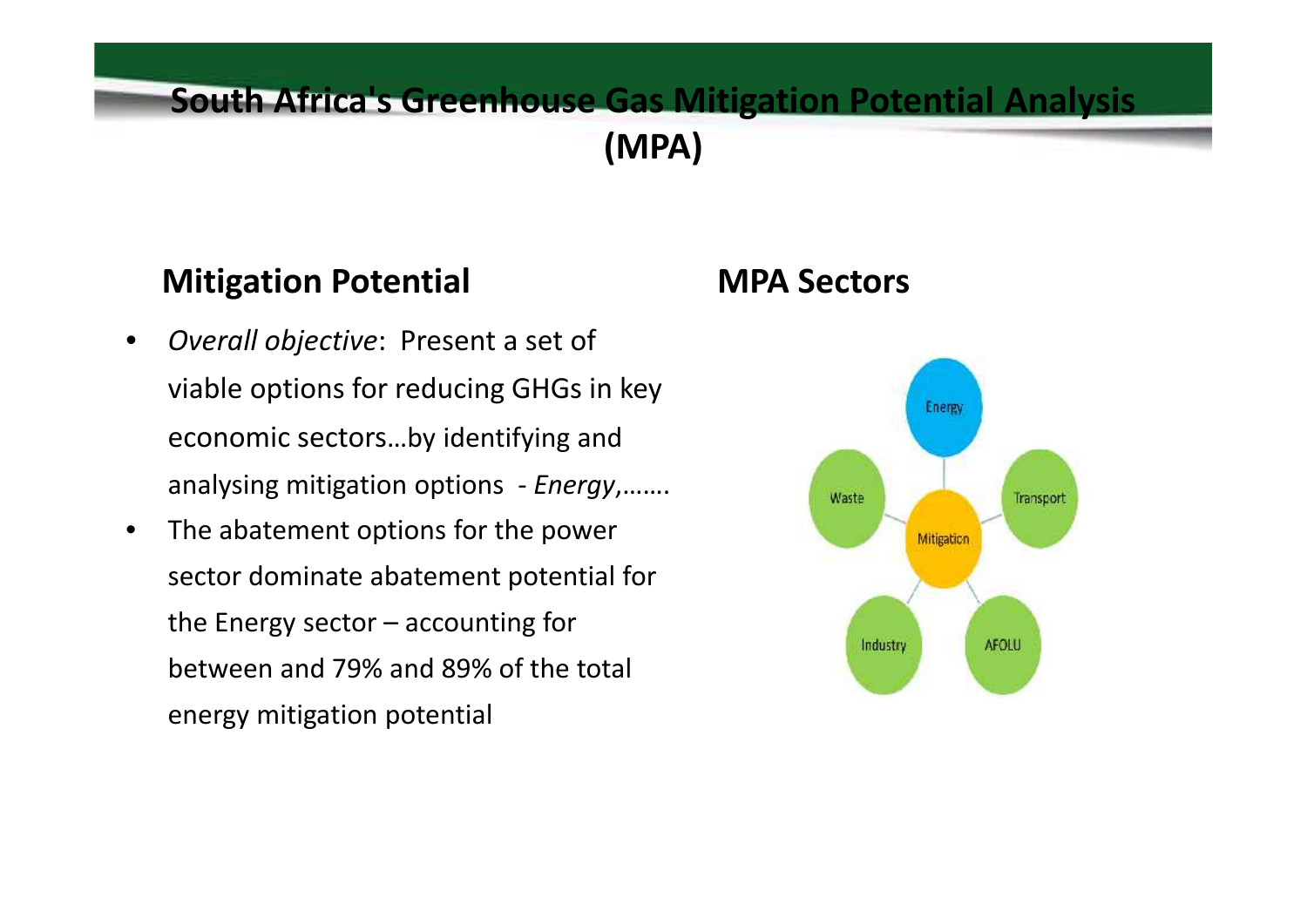# South Africa's Greenhouse Gas Mitigation Potential Analysis (MPA)

## Mitigation Potential

- *Overall objective*: Present a set of viable options for reducing GHGs in key economic sectors…by identifying and analysing mitigation options - *Energy*,…….
- The abatement options for the power sector dominate abatement potential for the Energy sector – accounting for between and 79% and 89% of the total energy mitigation potential

## MPA Sectors

- Mitigation
  - Energy
  - Transport
  - AFOLU
  - Industry
  - Waste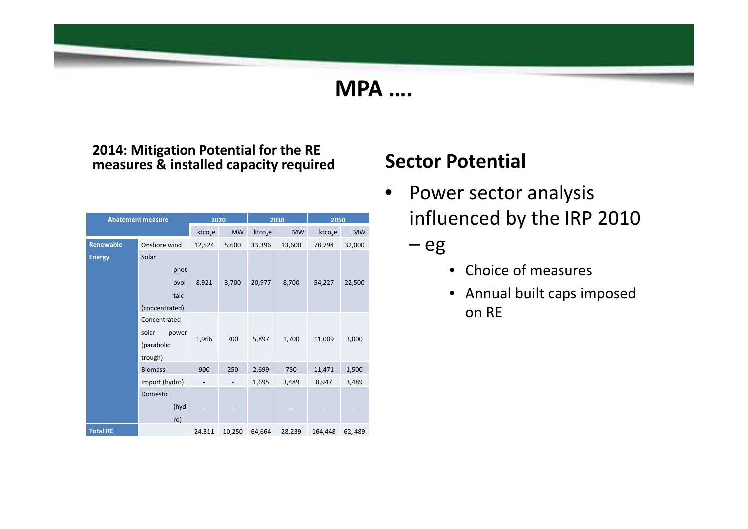# MPA ….

**2014: Mitigation Potential for the RE measures & installed capacity required**

| Abatement measure | | 2020 | | 2030 | | 2050 | |
|---|---|---|---|---|---|---|---|
| | | ktco$_2$e | MW | ktco$_2$e | MW | ktco$_2$e | MW |
| Renewable Energy | Onshore wind | 12,524 | 5,600 | 33,396 | 13,600 | 78,794 | 32,000 |
| | Solar photovoltaic (concentrated) | 8,921 | 3,700 | 20,977 | 8,700 | 54,227 | 22,500 |
| | Concentrated solar power (parabolic trough) | 1,966 | 700 | 5,897 | 1,700 | 11,009 | 3,000 |
| | Biomass | 900 | 250 | 2,699 | 750 | 11,471 | 1,500 |
| | Import (hydro) | - | - | 1,695 | 3,489 | 8,947 | 3,489 |
| | Domestic (hydro) | - | - | - | - | - | - |
| Total RE | | 24,311 | 10,250 | 64,664 | 28,239 | 164,448 | 62, 489 |

## Sector Potential

- Power sector analysis influenced by the IRP 2010
  - eg
    - Choice of measures
    - Annual built caps imposed on RE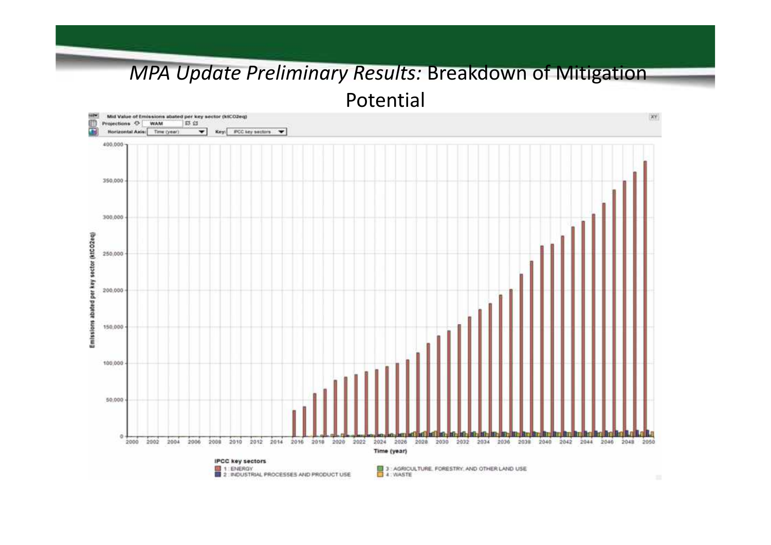# *MPA Update Preliminary Results:* Breakdown of Mitigation Potential

Mid Value of Emissions abated per key sector (ktCO2eq)

Projections: WAM

Horizontal Axis: Time (year) Key: IPCC key sectors

Emissions abated per key sector (ktCO2eq)

Time (year)

IPCC key sectors

- 1 : ENERGY
- 2 : INDUSTRIAL PROCESSES AND PRODUCT USE
- 3 : AGRICULTURE, FORESTRY, AND OTHER LAND USE
- 4 : WASTE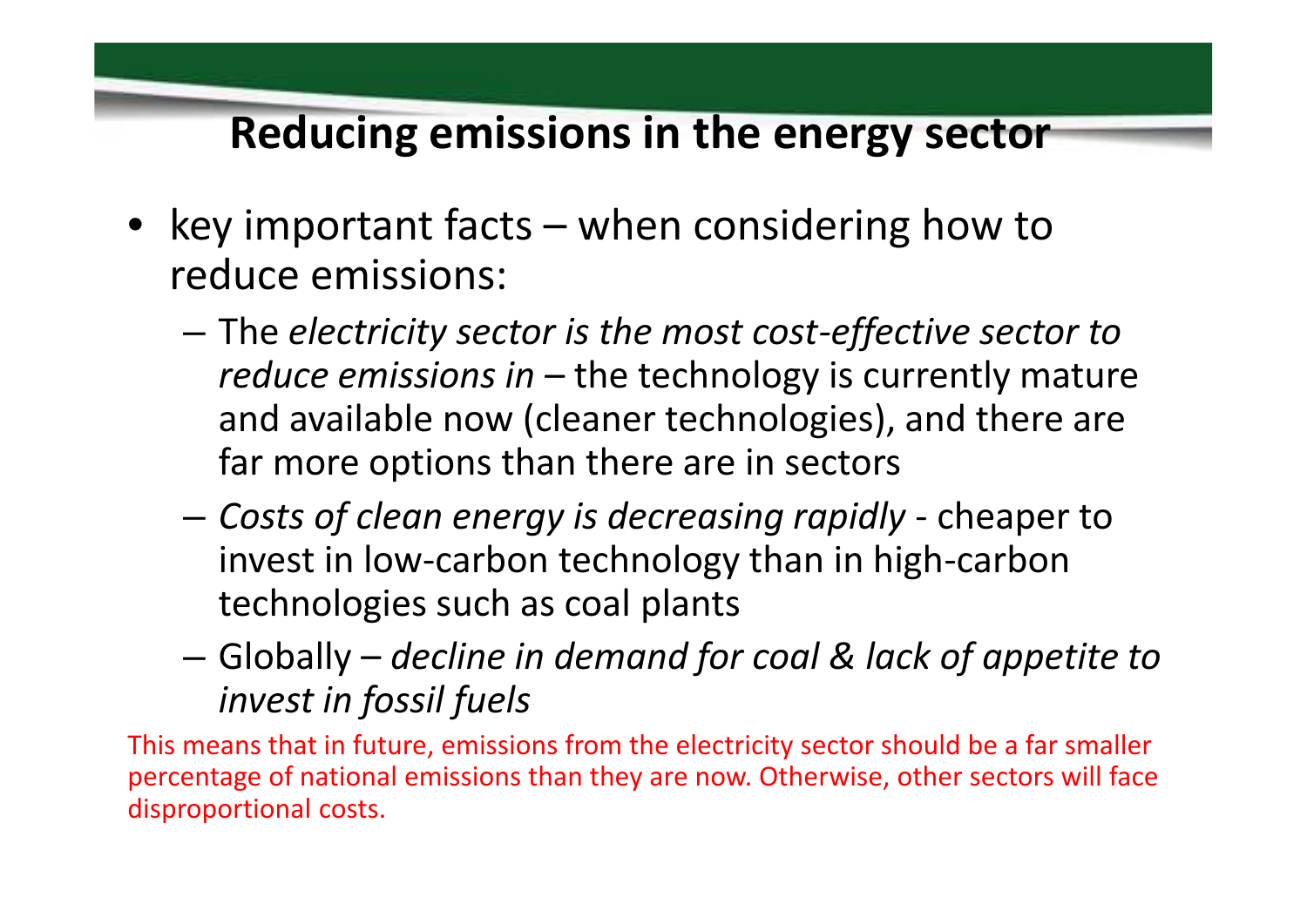## Reducing emissions in the energy sector

- key important facts – when considering how to reduce emissions:
  - The *electricity sector is the most cost-effective sector to reduce emissions in* – the technology is currently mature and available now (cleaner technologies), and there are far more options than there are in sectors
  - *Costs of clean energy is decreasing rapidly* - cheaper to invest in low-carbon technology than in high-carbon technologies such as coal plants
  - Globally – *decline in demand for coal & lack of appetite to invest in fossil fuels*

This means that in future, emissions from the electricity sector should be a far smaller percentage of national emissions than they are now. Otherwise, other sectors will face disproportional costs.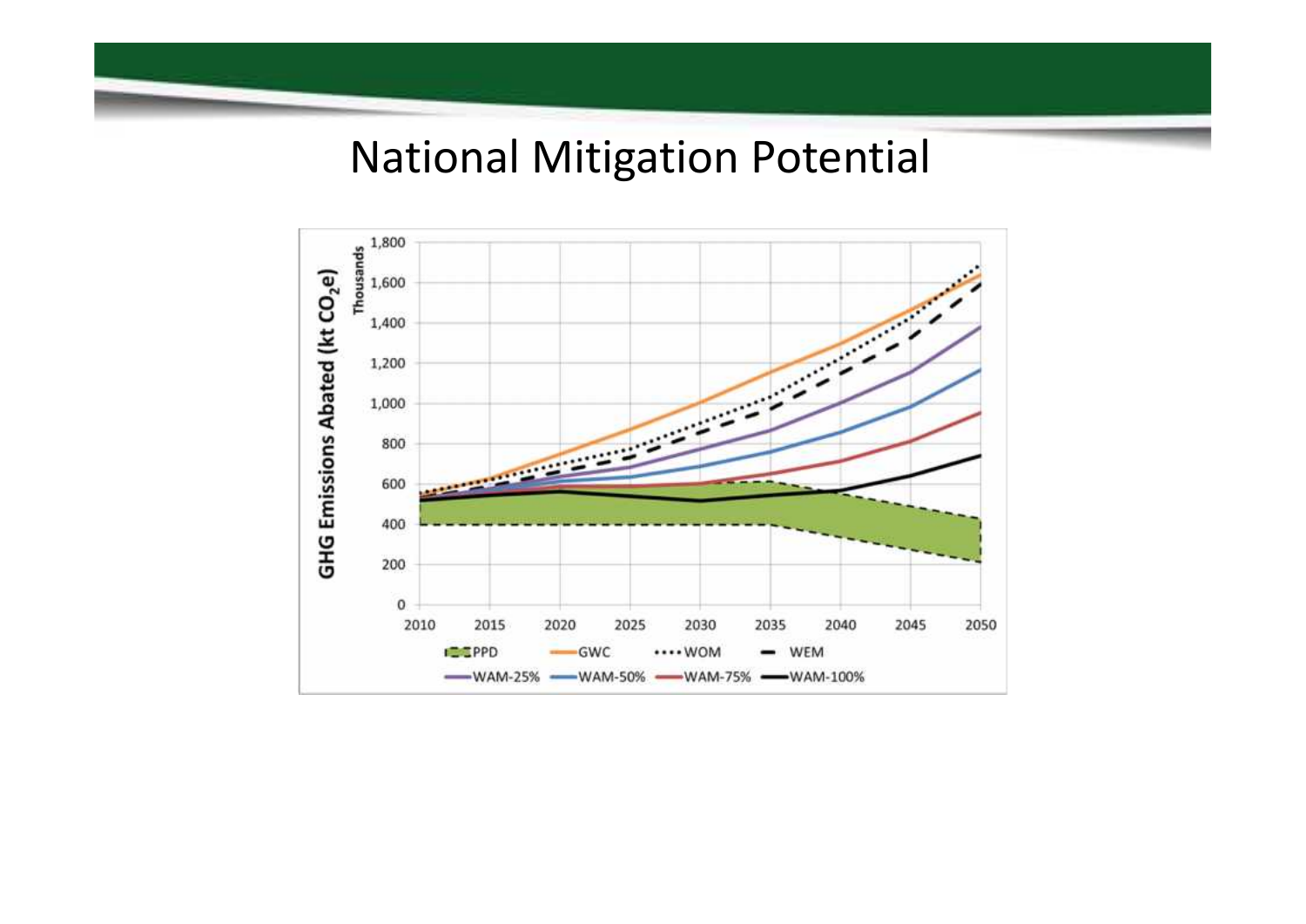# National Mitigation Potential

GHG Emissions Abated (kt $CO_2$e)

Thousands

1,800
1,600
1,400
1,200
1,000
800
600
400
200
0

2010 2015 2020 2025 2030 2035 2040 2045 2050

PPD GWC WOM WEM

WAM-25% WAM-50% WAM-75% WAM-100%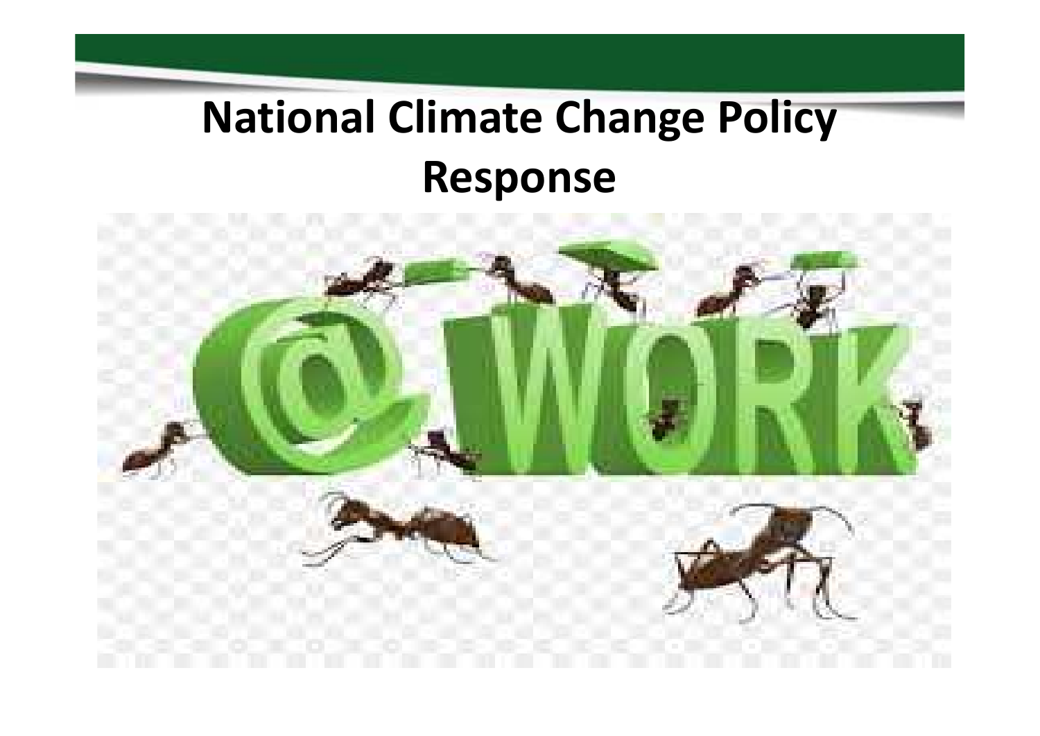# National Climate Change Policy Response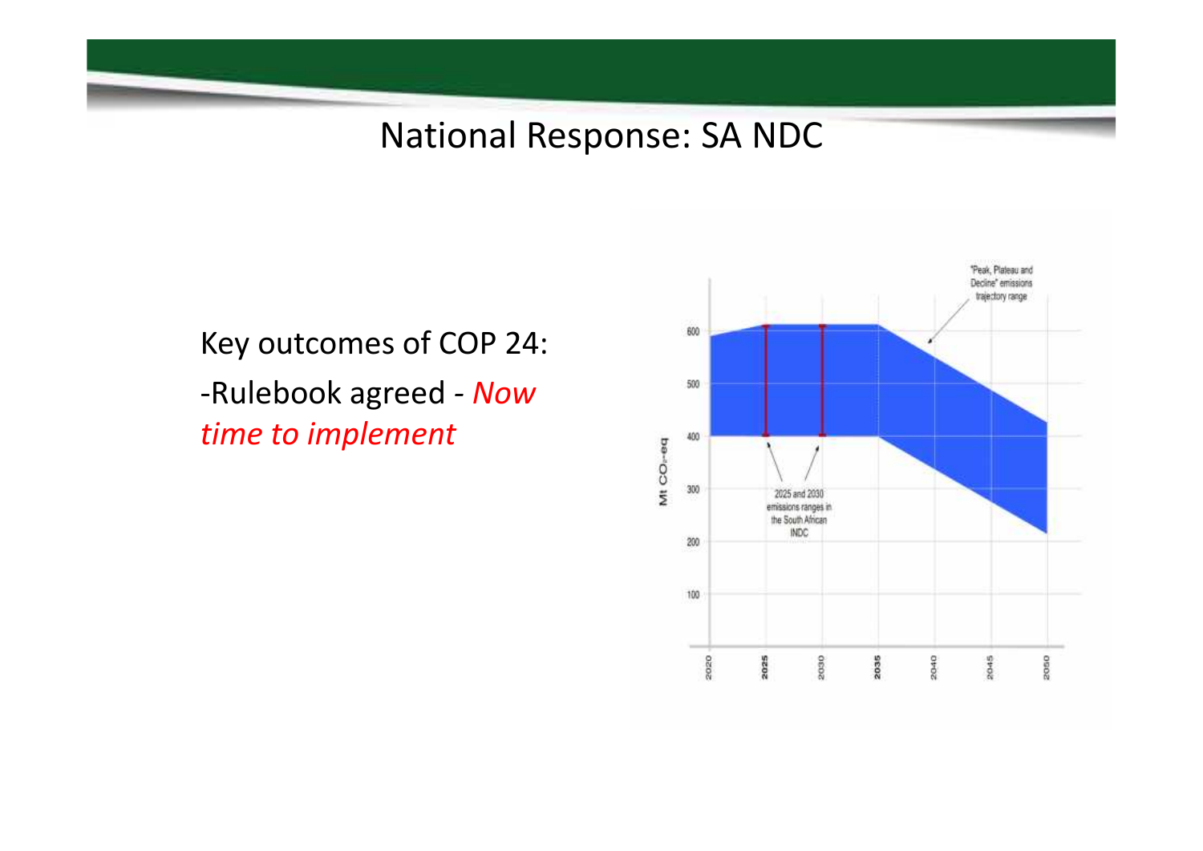# National Response: SA NDC

Key outcomes of COP 24:

-Rulebook agreed - *Now time to implement*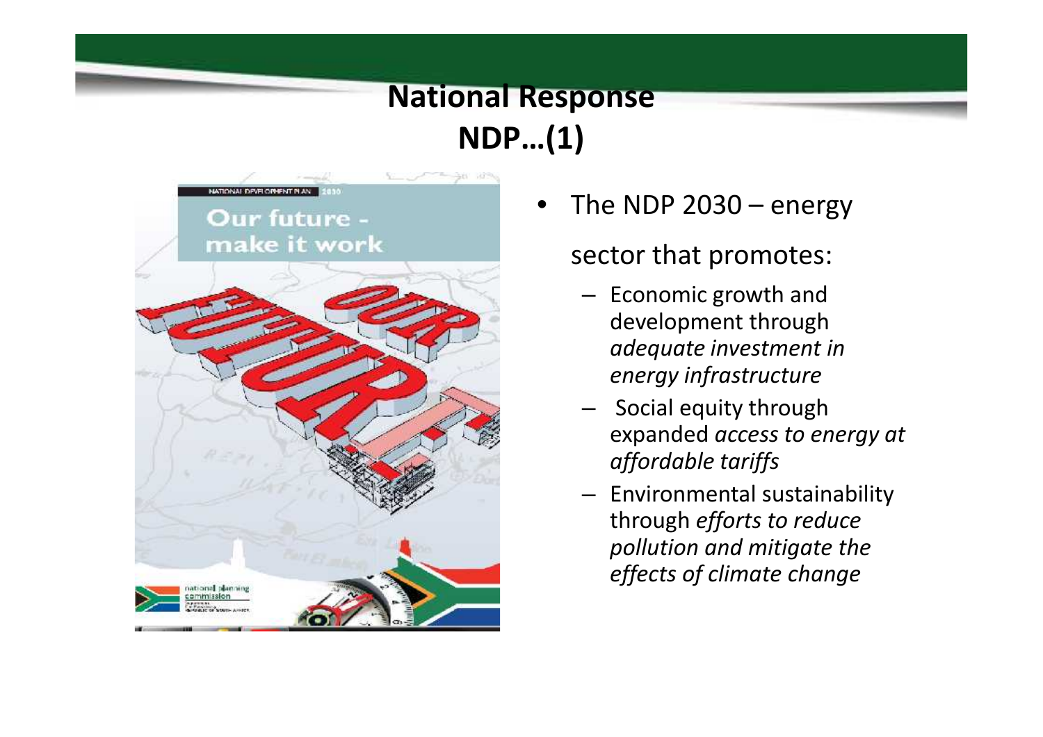# National Response NDP…(1)

- The NDP 2030 – energy sector that promotes:
  - Economic growth and development through *adequate investment in energy infrastructure*
  - Social equity through expanded *access to energy at affordable tariffs*
  - Environmental sustainability through *efforts to reduce pollution and mitigate the effects of climate change*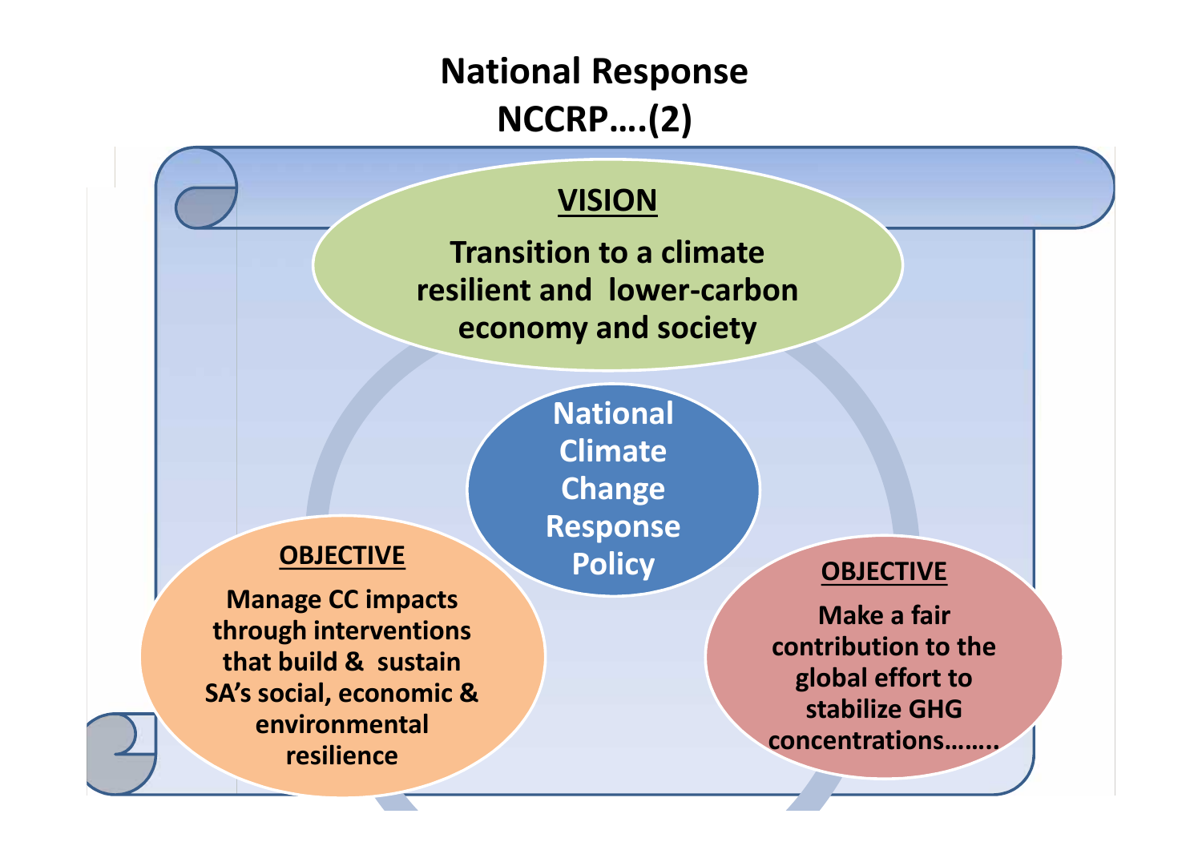# National Response NCCRP….(2)

**VISION**

**Transition to a climate resilient and lower-carbon economy and society**

**National Climate Change Response Policy**

**OBJECTIVE**

**Manage CC impacts through interventions that build & sustain SA's social, economic & environmental resilience**

**OBJECTIVE**

**Make a fair contribution to the global effort to stabilize GHG concentrations…….**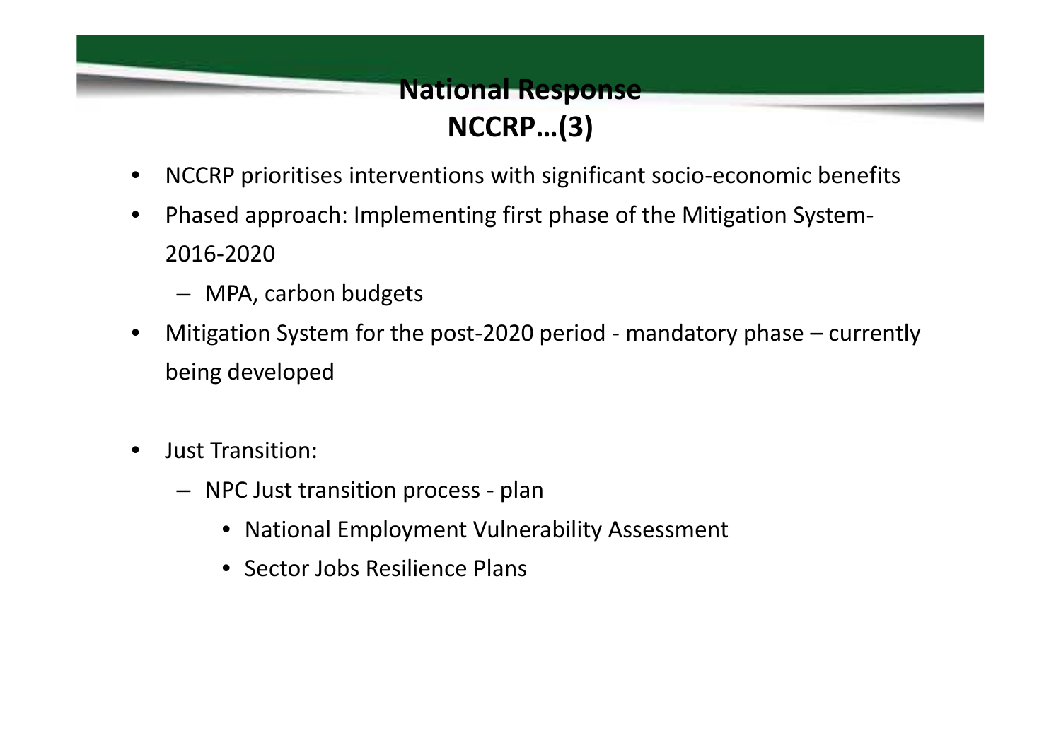## National Response
## NCCRP…(3)

- NCCRP prioritises interventions with significant socio-economic benefits
- Phased approach: Implementing first phase of the Mitigation System-2016-2020
  - MPA, carbon budgets
- Mitigation System for the post-2020 period - mandatory phase – currently being developed
- Just Transition:
  - NPC Just transition process - plan
    - National Employment Vulnerability Assessment
    - Sector Jobs Resilience Plans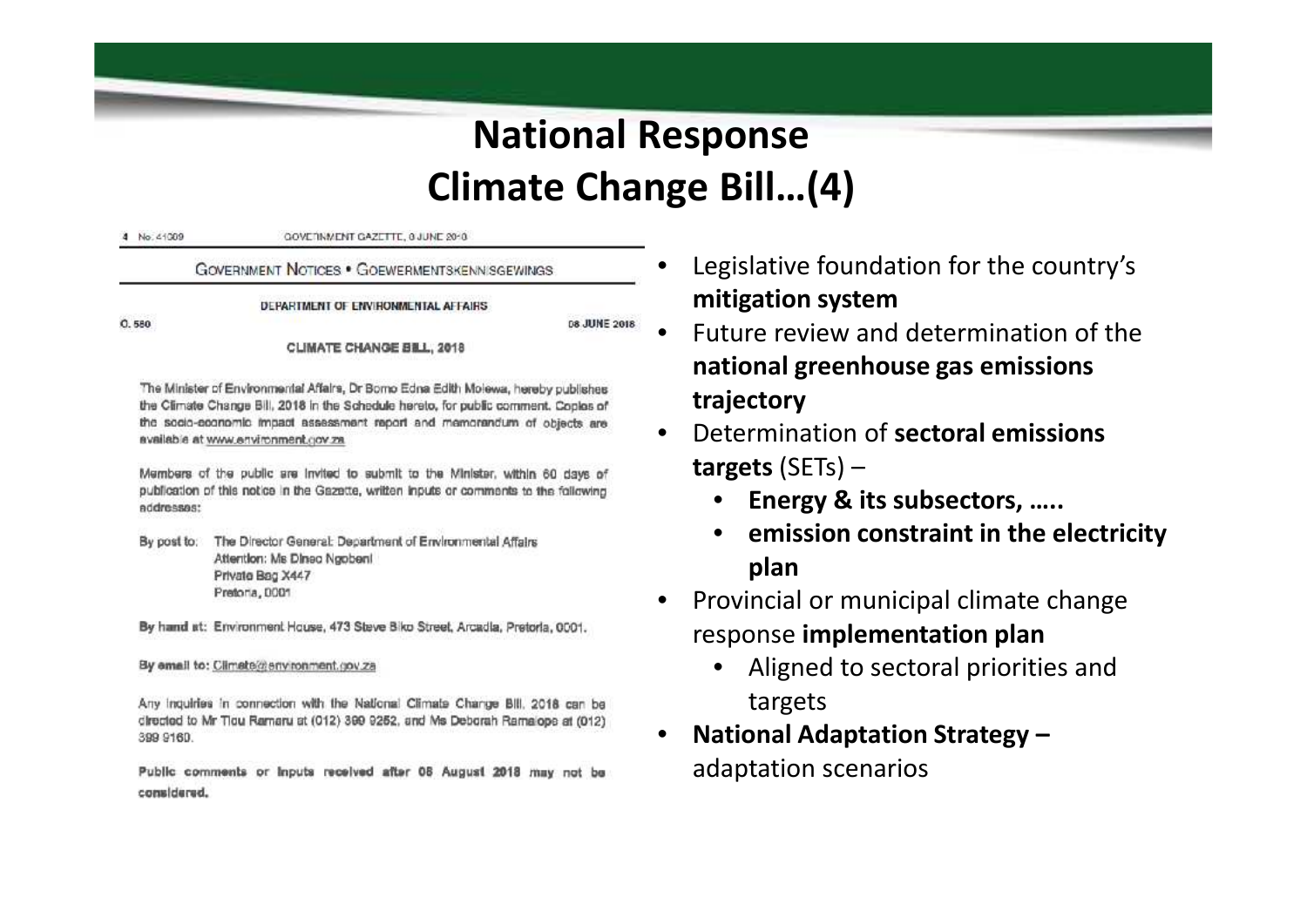# National Response
# Climate Change Bill…(4)

4 No. 41689 GOVERNMENT GAZETTE, 8 JUNE 2018

GOVERNMENT NOTICES • GOEWERMENTSKENNISGEWINGS

DEPARTMENT OF ENVIRONMENTAL AFFAIRS

O. 580 08 JUNE 2018

CLIMATE CHANGE BILL, 2018

The Minister of Environmental Affairs, Dr Bomo Edna Edith Molewa, hereby publishes the Climate Change Bill, 2018 in the Schedule hereto, for public comment. Copies of the socio-economic impact assessment report and memorandum of objects are available at www.environment.gov.za

Members of the public are invited to submit to the Minister, within 60 days of publication of this notice in the Gazette, written inputs or comments to the following addresses:

By post to: The Director General: Department of Environmental Affairs
Attention: Ms Dineo Ngobeni
Private Bag X447
Pretoria, 0001

By hand at: Environment House, 473 Steve Biko Street, Arcadia, Pretoria, 0001.

By email to: Climate@environment.gov.za

Any inquiries in connection with the National Climate Change Bill, 2018 can be directed to Mr Tlou Ramaru at (012) 399 9252, and Ms Deborah Ramalope at (012) 399 9160.

Public comments or inputs received after 08 August 2018 may not be considered.

- Legislative foundation for the country's **mitigation system**
- Future review and determination of the **national greenhouse gas emissions trajectory**
- Determination of **sectoral emissions targets** (SETs) –
  - **Energy & its subsectors, …..**
  - **emission constraint in the electricity plan**
- Provincial or municipal climate change response **implementation plan**
  - Aligned to sectoral priorities and targets
- **National Adaptation Strategy –** adaptation scenarios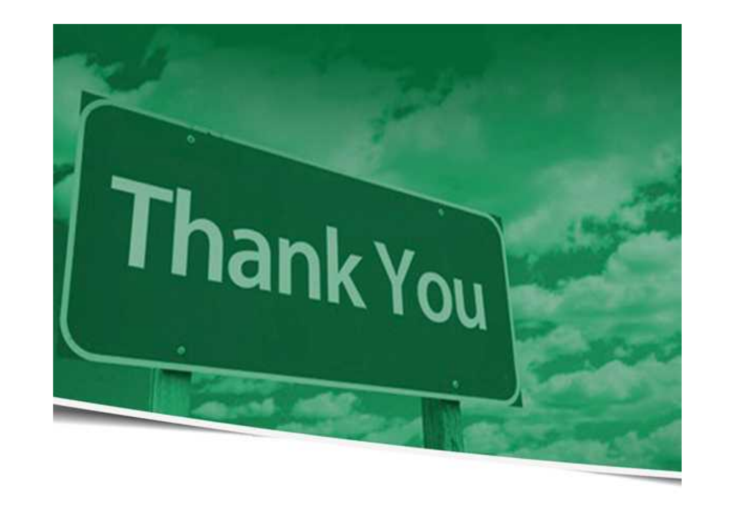Thank You